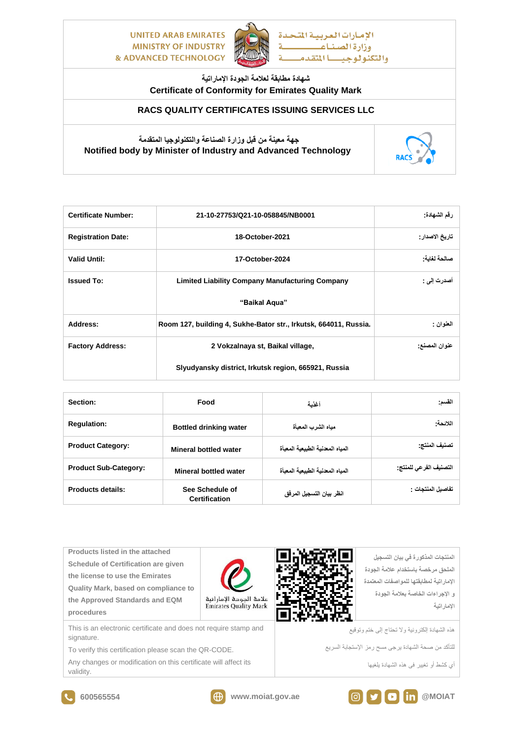UNITED ARAB EMIRATES
MINISTRY OF INDUSTRY
& ADVANCED TECHNOLOGY

الإمارات العربية المتحدة
وزارة الصناعة
والتكنولوجيا المتقدمة

## شهادة مطابقة لعلامة الجودة الإماراتية
## Certificate of Conformity for Emirates Quality Mark

### RACS QUALITY CERTIFICATES ISSUING SERVICES LLC

جهة معينة من قبل وزارة الصناعة والتكنولوجيا المتقدمة
**Notified body by Minister of Industry and Advanced Technology**

RACS

| | | |
|---|---|---|
| **Certificate Number:** | **21-10-27753/Q21-10-058845/NB0001** | رقم الشهادة: |
| **Registration Date:** | **18-October-2021** | تاريخ الاصدار: |
| **Valid Until:** | **17-October-2024** | صالحة لغاية: |
| **Issued To:** | **Limited Liability Company Manufacturing Company "Baikal Aqua"** | أصدرت إلى : |
| **Address:** | **Room 127, building 4, Sukhe-Bator str., Irkutsk, 664011, Russia.** | العنوان : |
| **Factory Address:** | **2 Vokzalnaya st, Baikal village, Slyudyansky district, Irkutsk region, 665921, Russia** | عنوان المصنع: |

| | | | |
|---|---|---|---|
| **Section:** | **Food** | أغذية | القسم: |
| **Regulation:** | **Bottled drinking water** | مياه الشرب المعبأة | اللائحة: |
| **Product Category:** | **Mineral bottled water** | المياه المعدنية الطبيعية المعبأة | تصنيف المنتج: |
| **Product Sub-Category:** | **Mineral bottled water** | المياه المعدنية الطبيعية المعبأة | التصنيف الفرعي للمنتج: |
| **Products details:** | **See Schedule of Certification** | انظر بيان التسجيل المرفق | تفاصيل المنتجات : |

**Products listed in the attached Schedule of Certification are given the license to use the Emirates Quality Mark, based on compliance to the Approved Standards and EQM procedures**

علامة الجودة الإماراتية
Emirates Quality Mark

المنتجات المذكورة في بيان التسجيل الملحق مرخصة باستخدام علامة الجودة الإماراتية لمطابقتها للمواصفات المعتمدة و الإجراءات الخاصة بعلامة الجودة الإماراتية

This is an electronic certificate and does not require stamp and signature.

To verify this certification please scan the QR-CODE.

Any changes or modification on this certificate will affect its validity.

هذه الشهادة إلكترونية ولا تحتاج إلى ختم وتوقيع

للتأكد من صحة الشهادة يرجى مسح رمز الإستجابة السريع

أي كشط أو تغيير في هذه الشهادة يلغيها

600565554 | www.moiat.gov.ae | @MOIAT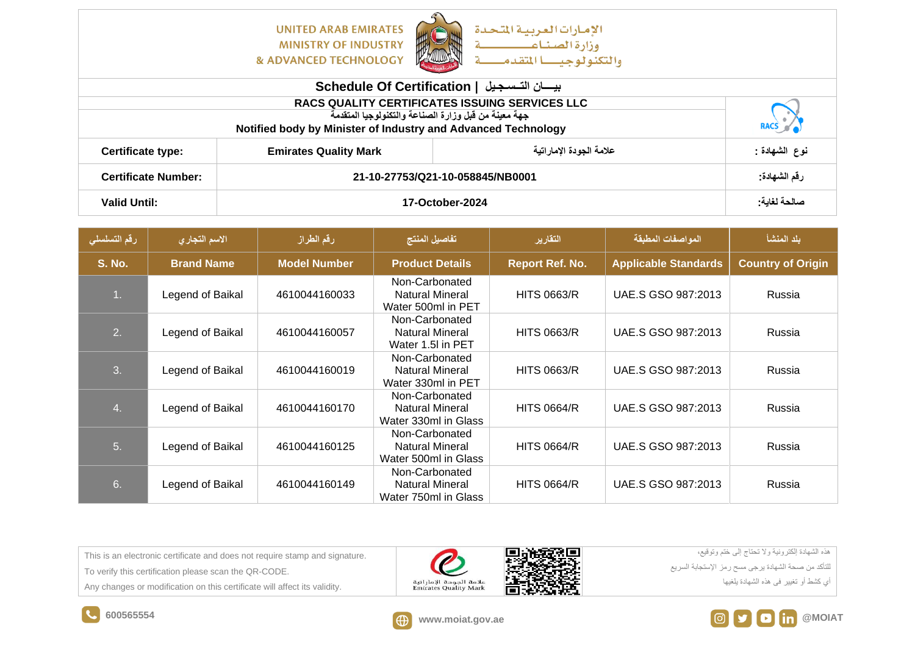UNITED ARAB EMIRATES
MINISTRY OF INDUSTRY
& ADVANCED TECHNOLOGY

الإمارات العربية المتحدة
وزارة الصناعة
والتكنولوجيا المتقدمة

# Schedule Of Certification | بيـــان التـسـجيل

**RACS QUALITY CERTIFICATES ISSUING SERVICES LLC**

جهة معينة من قبل وزارة الصناعة والتكنولوجيا المتقدمة

**Notified body by Minister of Industry and Advanced Technology**

| | | | |
|---|---|---|---|
| **Certificate type:** | **Emirates Quality Mark** | علامة الجودة الإماراتية | نوع الشهادة : |
| **Certificate Number:** | **21-10-27753/Q21-10-058845/NB0001** | | رقم الشهادة: |
| **Valid Until:** | **17-October-2024** | | صالحة لغاية: |

| رقم التسلسلي | الاسم التجاري | رقم الطراز | تفاصيل المنتج | التقارير | المواصفات المطبقة | بلد المنشأ |
|---|---|---|---|---|---|---|
| **S. No.** | **Brand Name** | **Model Number** | **Product Details** | **Report Ref. No.** | **Applicable Standards** | **Country of Origin** |
| 1. | Legend of Baikal | 4610044160033 | Non-Carbonated Natural Mineral Water 500ml in PET | HITS 0663/R | UAE.S GSO 987:2013 | Russia |
| 2. | Legend of Baikal | 4610044160057 | Non-Carbonated Natural Mineral Water 1.5l in PET | HITS 0663/R | UAE.S GSO 987:2013 | Russia |
| 3. | Legend of Baikal | 4610044160019 | Non-Carbonated Natural Mineral Water 330ml in PET | HITS 0663/R | UAE.S GSO 987:2013 | Russia |
| 4. | Legend of Baikal | 4610044160170 | Non-Carbonated Natural Mineral Water 330ml in Glass | HITS 0664/R | UAE.S GSO 987:2013 | Russia |
| 5. | Legend of Baikal | 4610044160125 | Non-Carbonated Natural Mineral Water 500ml in Glass | HITS 0664/R | UAE.S GSO 987:2013 | Russia |
| 6. | Legend of Baikal | 4610044160149 | Non-Carbonated Natural Mineral Water 750ml in Glass | HITS 0664/R | UAE.S GSO 987:2013 | Russia |

This is an electronic certificate and does not require stamp and signature.
To verify this certification please scan the QR-CODE.
Any changes or modification on this certificate will affect its validity.

علامة الجودة الإماراتية
Emirates Quality Mark

هذه الشهادة إلكترونية ولا تحتاج إلى ختم وتوقيع،
للتأكد من صحة الشهادة يرجى مسح رمز الإستجابة السريع
أي كشط أو تغيير في هذه الشهادة يلغيها

600565554 www.moiat.gov.ae @MOIAT